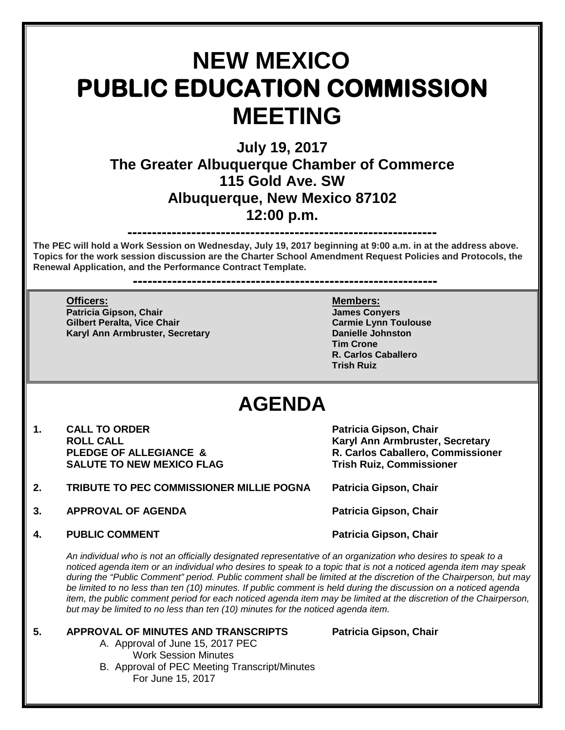# NEW MEXICO PUBLIC EDUCATION COMMISSION MEETING

**July 19, 2017**
**The Greater Albuquerque Chamber of Commerce**
**115 Gold Ave. SW**
**Albuquerque, New Mexico 87102**
**12:00 p.m.**

---

**The PEC will hold a Work Session on Wednesday, July 19, 2017 beginning at 9:00 a.m. in at the address above. Topics for the work session discussion are the Charter School Amendment Request Policies and Protocols, the Renewal Application, and the Performance Contract Template.**

---

**Officers:**
**Patricia Gipson, Chair**
**Gilbert Peralta, Vice Chair**
**Karyl Ann Armbruster, Secretary**

**Members:**
**James Conyers**
**Carmie Lynn Toulouse**
**Danielle Johnston**
**Tim Crone**
**R. Carlos Caballero**
**Trish Ruiz**

# AGENDA

**1. CALL TO ORDER** — **Patricia Gipson, Chair**
**ROLL CALL** — **Karyl Ann Armbruster, Secretary**
**PLEDGE OF ALLEGIANCE & SALUTE TO NEW MEXICO FLAG** — **R. Carlos Caballero, Commissioner; Trish Ruiz, Commissioner**

**2. TRIBUTE TO PEC COMMISSIONER MILLIE POGNA** — **Patricia Gipson, Chair**

**3. APPROVAL OF AGENDA** — **Patricia Gipson, Chair**

**4. PUBLIC COMMENT** — **Patricia Gipson, Chair**

*An individual who is not an officially designated representative of an organization who desires to speak to a noticed agenda item or an individual who desires to speak to a topic that is not a noticed agenda item may speak during the "Public Comment" period. Public comment shall be limited at the discretion of the Chairperson, but may be limited to no less than ten (10) minutes. If public comment is held during the discussion on a noticed agenda item, the public comment period for each noticed agenda item may be limited at the discretion of the Chairperson, but may be limited to no less than ten (10) minutes for the noticed agenda item.*

**5. APPROVAL OF MINUTES AND TRANSCRIPTS** — **Patricia Gipson, Chair**

A. Approval of June 15, 2017 PEC Work Session Minutes
B. Approval of PEC Meeting Transcript/Minutes For June 15, 2017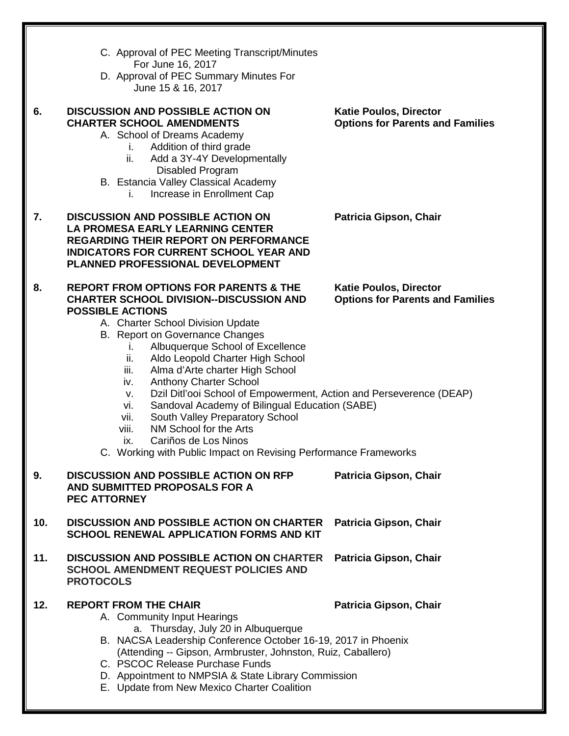C. Approval of PEC Meeting Transcript/Minutes For June 16, 2017
D. Approval of PEC Summary Minutes For June 15 & 16, 2017

**6. DISCUSSION AND POSSIBLE ACTION ON CHARTER SCHOOL AMENDMENTS** — **Katie Poulos, Director, Options for Parents and Families**

A. School of Dreams Academy
   i. Addition of third grade
   ii. Add a 3Y-4Y Developmentally Disabled Program
B. Estancia Valley Classical Academy
   i. Increase in Enrollment Cap

**7. DISCUSSION AND POSSIBLE ACTION ON LA PROMESA EARLY LEARNING CENTER REGARDING THEIR REPORT ON PERFORMANCE INDICATORS FOR CURRENT SCHOOL YEAR AND PLANNED PROFESSIONAL DEVELOPMENT** — **Patricia Gipson, Chair**

**8. REPORT FROM OPTIONS FOR PARENTS & THE CHARTER SCHOOL DIVISION--DISCUSSION AND POSSIBLE ACTIONS** — **Katie Poulos, Director, Options for Parents and Families**

A. Charter School Division Update
B. Report on Governance Changes
   i. Albuquerque School of Excellence
   ii. Aldo Leopold Charter High School
   iii. Alma d'Arte charter High School
   iv. Anthony Charter School
   v. Dzil Ditl'ooi School of Empowerment, Action and Perseverence (DEAP)
   vi. Sandoval Academy of Bilingual Education (SABE)
   vii. South Valley Preparatory School
   viii. NM School for the Arts
   ix. Cariños de Los Ninos
C. Working with Public Impact on Revising Performance Frameworks

**9. DISCUSSION AND POSSIBLE ACTION ON RFP AND SUBMITTED PROPOSALS FOR A PEC ATTORNEY** — **Patricia Gipson, Chair**

**10. DISCUSSION AND POSSIBLE ACTION ON CHARTER SCHOOL RENEWAL APPLICATION FORMS AND KIT** — **Patricia Gipson, Chair**

**11. DISCUSSION AND POSSIBLE ACTION ON CHARTER SCHOOL AMENDMENT REQUEST POLICIES AND PROTOCOLS** — **Patricia Gipson, Chair**

**12. REPORT FROM THE CHAIR** — **Patricia Gipson, Chair**

A. Community Input Hearings
   a. Thursday, July 20 in Albuquerque
B. NACSA Leadership Conference October 16-19, 2017 in Phoenix (Attending -- Gipson, Armbruster, Johnston, Ruiz, Caballero)
C. PSCOC Release Purchase Funds
D. Appointment to NMPSIA & State Library Commission
E. Update from New Mexico Charter Coalition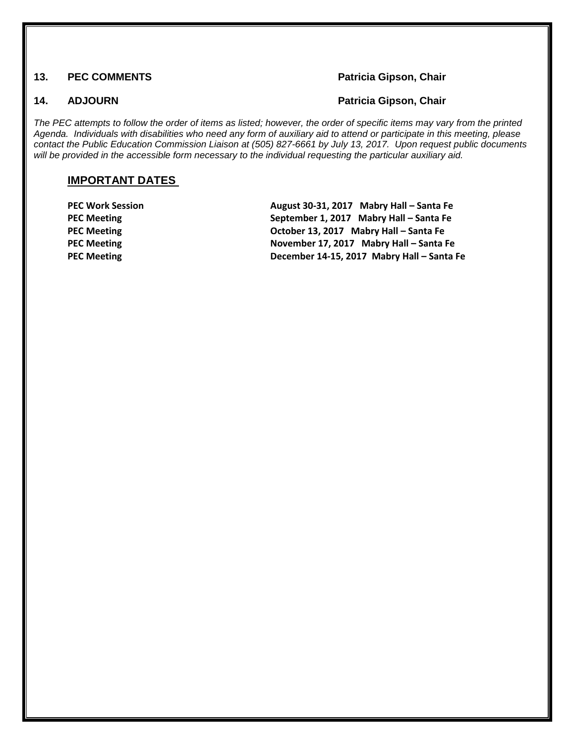**13. PEC COMMENTS** **Patricia Gipson, Chair**

**14. ADJOURN** **Patricia Gipson, Chair**

*The PEC attempts to follow the order of items as listed; however, the order of specific items may vary from the printed Agenda. Individuals with disabilities who need any form of auxiliary aid to attend or participate in this meeting, please contact the Public Education Commission Liaison at (505) 827-6661 by July 13, 2017. Upon request public documents will be provided in the accessible form necessary to the individual requesting the particular auxiliary aid.*

## IMPORTANT DATES

| | |
|---|---|
| **PEC Work Session** | **August 30-31, 2017 Mabry Hall – Santa Fe** |
| **PEC Meeting** | **September 1, 2017 Mabry Hall – Santa Fe** |
| **PEC Meeting** | **October 13, 2017 Mabry Hall – Santa Fe** |
| **PEC Meeting** | **November 17, 2017 Mabry Hall – Santa Fe** |
| **PEC Meeting** | **December 14-15, 2017 Mabry Hall – Santa Fe** |